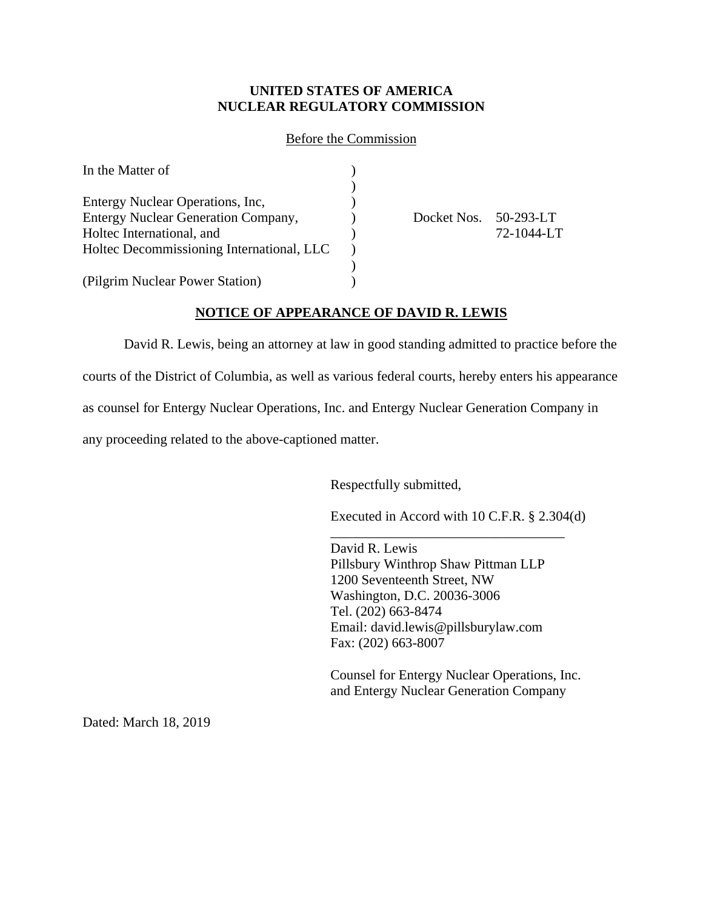**UNITED STATES OF AMERICA**
**NUCLEAR REGULATORY COMMISSION**

Before the Commission

| | | |
|---|---|---|
| In the Matter of | ) | |
| | ) | |
| Entergy Nuclear Operations, Inc, | ) | |
| Entergy Nuclear Generation Company, | ) | Docket Nos. 50-293-LT |
| Holtec International, and | ) | 72-1044-LT |
| Holtec Decommissioning International, LLC | ) | |
| | ) | |
| (Pilgrim Nuclear Power Station) | ) | |

**NOTICE OF APPEARANCE OF DAVID R. LEWIS**

David R. Lewis, being an attorney at law in good standing admitted to practice before the courts of the District of Columbia, as well as various federal courts, hereby enters his appearance as counsel for Entergy Nuclear Operations, Inc. and Entergy Nuclear Generation Company in any proceeding related to the above-captioned matter.

Respectfully submitted,

Executed in Accord with 10 C.F.R. § 2.304(d)

David R. Lewis
Pillsbury Winthrop Shaw Pittman LLP
1200 Seventeenth Street, NW
Washington, D.C. 20036-3006
Tel. (202) 663-8474
Email: david.lewis@pillsburylaw.com
Fax: (202) 663-8007

Counsel for Entergy Nuclear Operations, Inc.
and Entergy Nuclear Generation Company

Dated: March 18, 2019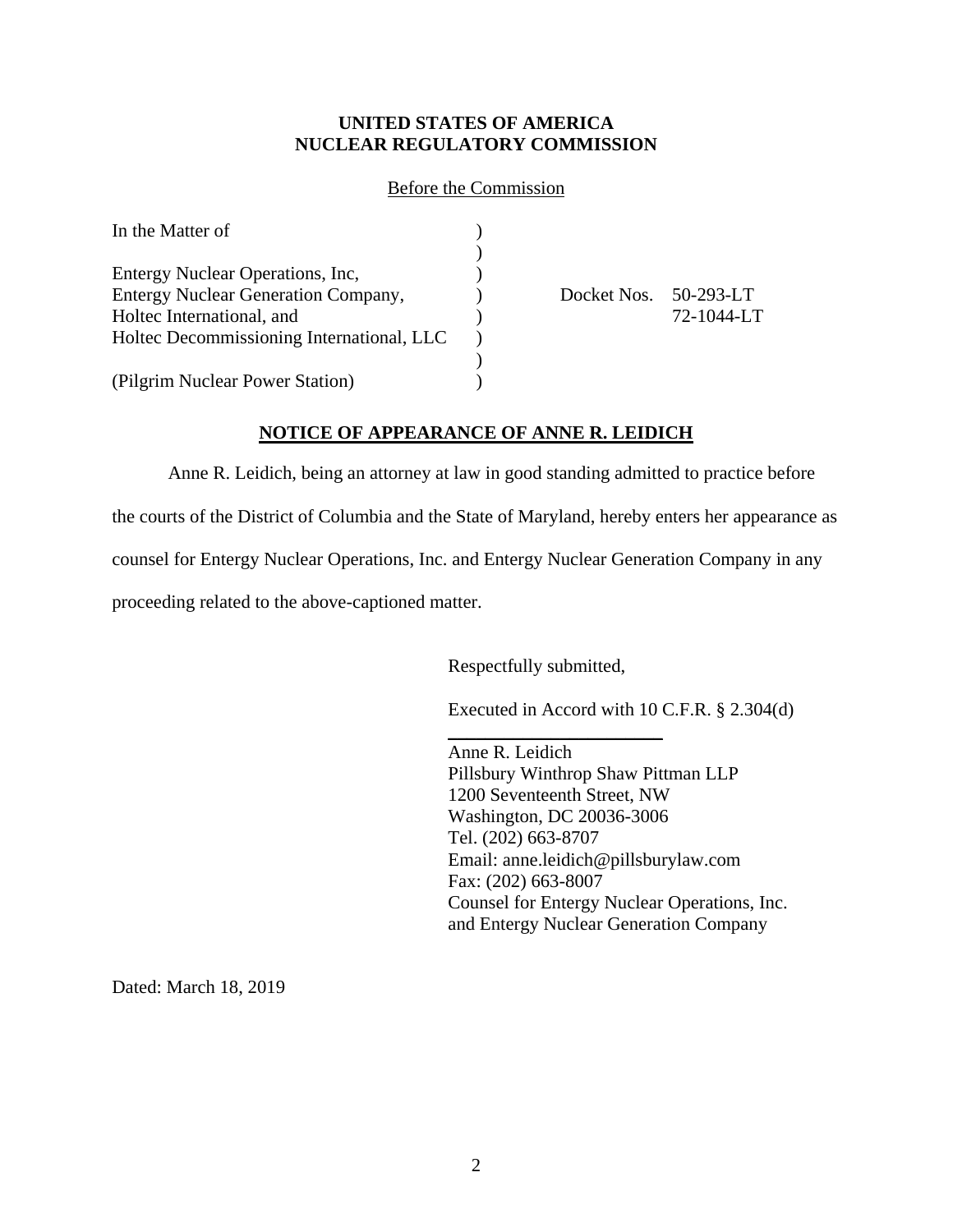**UNITED STATES OF AMERICA**
**NUCLEAR REGULATORY COMMISSION**

Before the Commission

| | | |
|---|---|---|
| In the Matter of | ) | |
| | ) | |
| Entergy Nuclear Operations, Inc, | ) | |
| Entergy Nuclear Generation Company, | ) | Docket Nos. 50-293-LT |
| Holtec International, and | ) | 72-1044-LT |
| Holtec Decommissioning International, LLC | ) | |
| | ) | |
| (Pilgrim Nuclear Power Station) | ) | |

**NOTICE OF APPEARANCE OF ANNE R. LEIDICH**

Anne R. Leidich, being an attorney at law in good standing admitted to practice before the courts of the District of Columbia and the State of Maryland, hereby enters her appearance as counsel for Entergy Nuclear Operations, Inc. and Entergy Nuclear Generation Company in any proceeding related to the above-captioned matter.

Respectfully submitted,

Executed in Accord with 10 C.F.R. § 2.304(d)

Anne R. Leidich
Pillsbury Winthrop Shaw Pittman LLP
1200 Seventeenth Street, NW
Washington, DC 20036-3006
Tel. (202) 663-8707
Email: anne.leidich@pillsburylaw.com
Fax: (202) 663-8007
Counsel for Entergy Nuclear Operations, Inc. and Entergy Nuclear Generation Company

Dated: March 18, 2019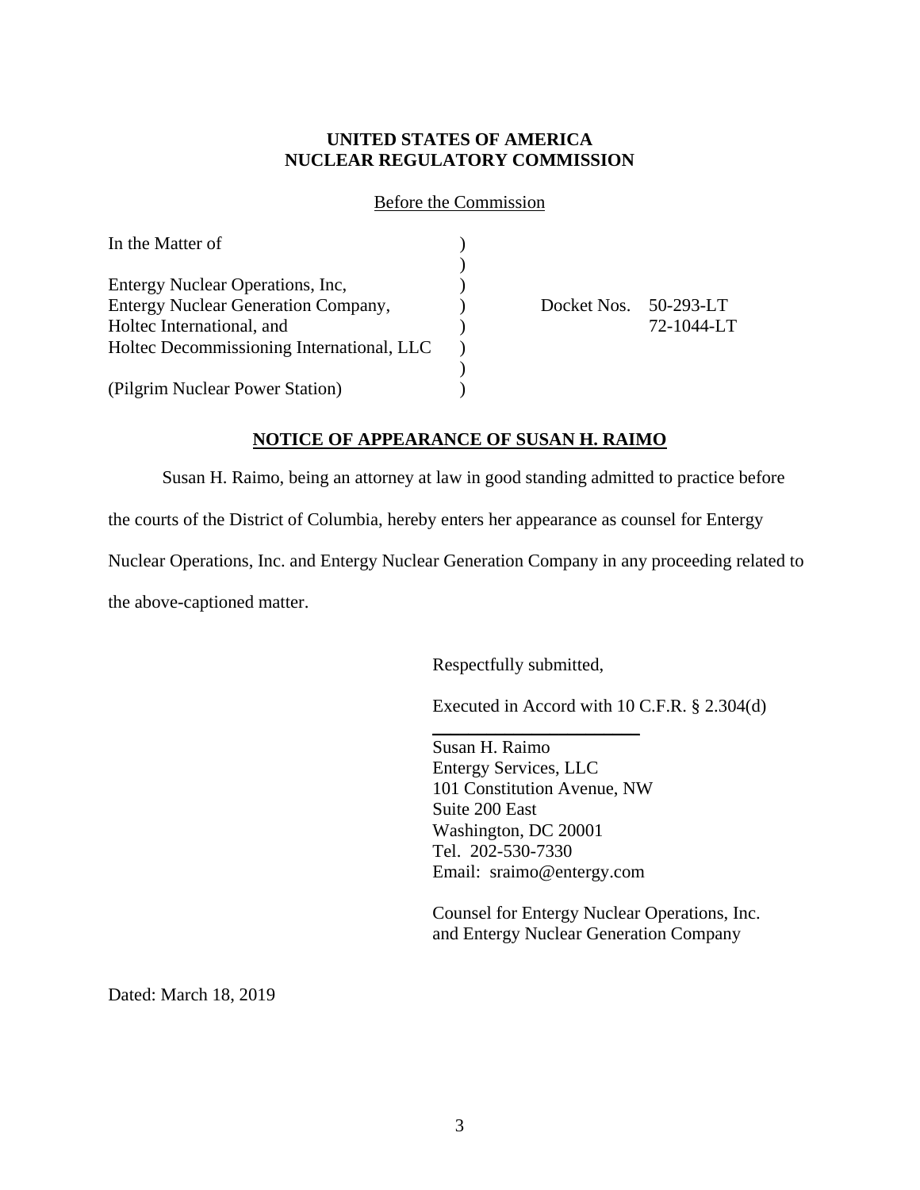**UNITED STATES OF AMERICA**
**NUCLEAR REGULATORY COMMISSION**

Before the Commission

| | | |
|---|---|---|
| In the Matter of | ) | |
| | ) | |
| Entergy Nuclear Operations, Inc, | ) | |
| Entergy Nuclear Generation Company, | ) | Docket Nos. 50-293-LT |
| Holtec International, and | ) | 72-1044-LT |
| Holtec Decommissioning International, LLC | ) | |
| | ) | |
| (Pilgrim Nuclear Power Station) | ) | |

**NOTICE OF APPEARANCE OF SUSAN H. RAIMO**

Susan H. Raimo, being an attorney at law in good standing admitted to practice before the courts of the District of Columbia, hereby enters her appearance as counsel for Entergy Nuclear Operations, Inc. and Entergy Nuclear Generation Company in any proceeding related to the above-captioned matter.

Respectfully submitted,

Executed in Accord with 10 C.F.R. § 2.304(d)

Susan H. Raimo
Entergy Services, LLC
101 Constitution Avenue, NW
Suite 200 East
Washington, DC 20001
Tel. 202-530-7330
Email: sraimo@entergy.com

Counsel for Entergy Nuclear Operations, Inc. and Entergy Nuclear Generation Company

Dated: March 18, 2019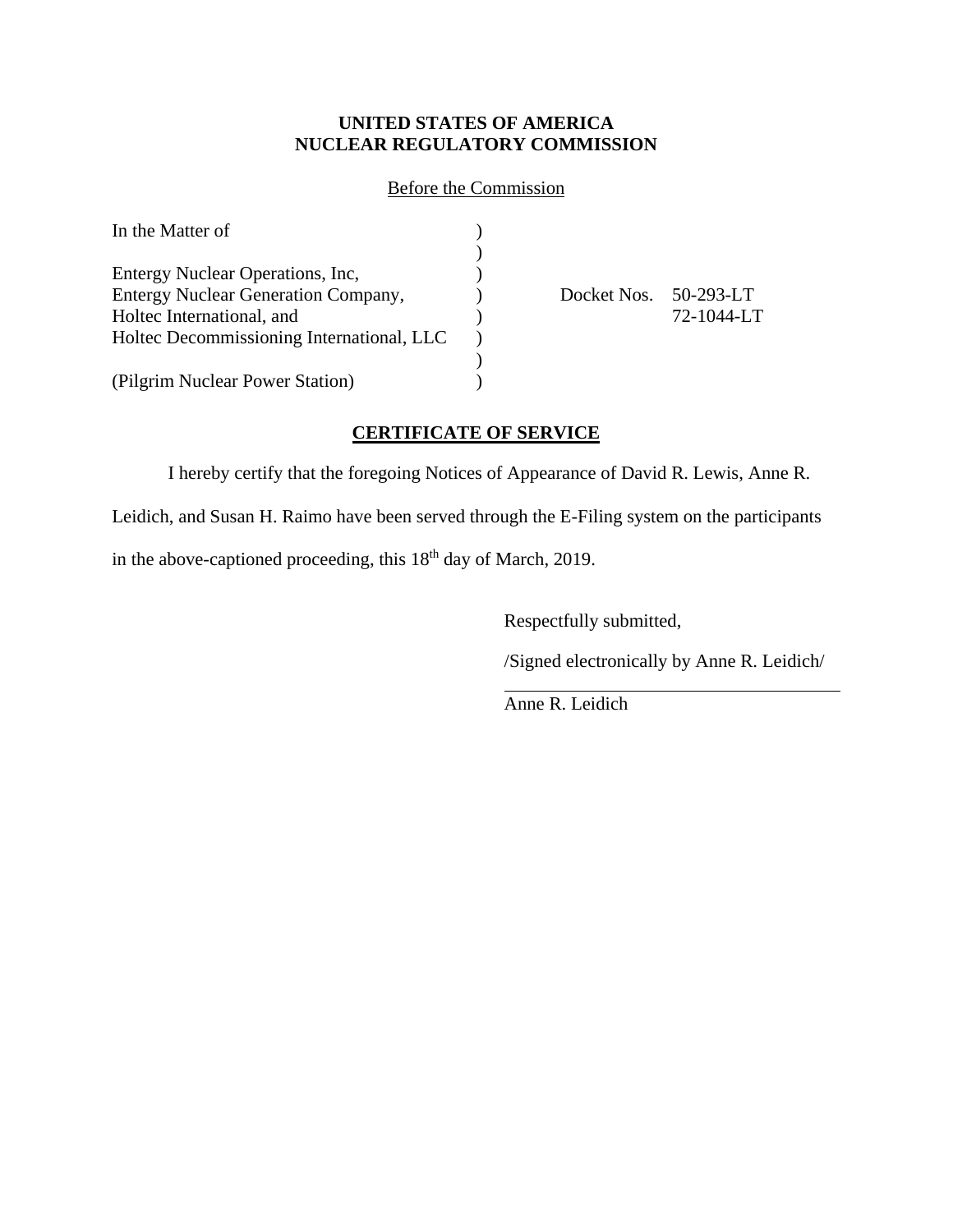**UNITED STATES OF AMERICA**
**NUCLEAR REGULATORY COMMISSION**

Before the Commission

| | | |
|---|---|---|
| In the Matter of | ) | |
| | ) | |
| Entergy Nuclear Operations, Inc, | ) | |
| Entergy Nuclear Generation Company, | ) | Docket Nos. 50-293-LT |
| Holtec International, and | ) | 72-1044-LT |
| Holtec Decommissioning International, LLC | ) | |
| | ) | |
| (Pilgrim Nuclear Power Station) | ) | |

## CERTIFICATE OF SERVICE

I hereby certify that the foregoing Notices of Appearance of David R. Lewis, Anne R. Leidich, and Susan H. Raimo have been served through the E-Filing system on the participants in the above-captioned proceeding, this 18th day of March, 2019.

Respectfully submitted,

/Signed electronically by Anne R. Leidich/

Anne R. Leidich